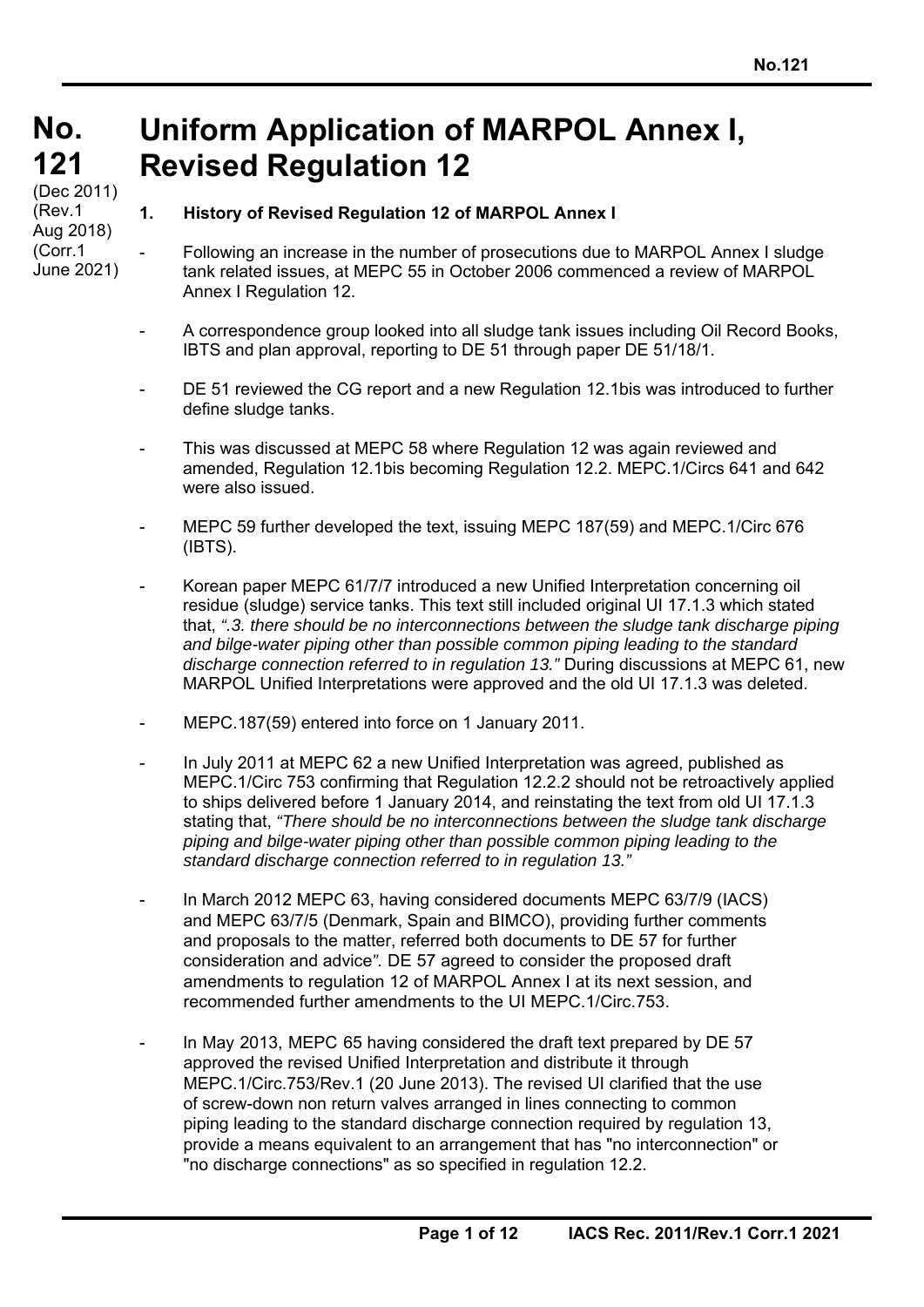# No. 121

(Dec 2011)
(Rev.1 Aug 2018)
(Corr.1 June 2021)

# Uniform Application of MARPOL Annex I, Revised Regulation 12

## 1. History of Revised Regulation 12 of MARPOL Annex I

- Following an increase in the number of prosecutions due to MARPOL Annex I sludge tank related issues, at MEPC 55 in October 2006 commenced a review of MARPOL Annex I Regulation 12.

- A correspondence group looked into all sludge tank issues including Oil Record Books, IBTS and plan approval, reporting to DE 51 through paper DE 51/18/1.

- DE 51 reviewed the CG report and a new Regulation 12.1bis was introduced to further define sludge tanks.

- This was discussed at MEPC 58 where Regulation 12 was again reviewed and amended, Regulation 12.1bis becoming Regulation 12.2. MEPC.1/Circs 641 and 642 were also issued.

- MEPC 59 further developed the text, issuing MEPC 187(59) and MEPC.1/Circ 676 (IBTS).

- Korean paper MEPC 61/7/7 introduced a new Unified Interpretation concerning oil residue (sludge) service tanks. This text still included original UI 17.1.3 which stated that, *".3. there should be no interconnections between the sludge tank discharge piping and bilge-water piping other than possible common piping leading to the standard discharge connection referred to in regulation 13."* During discussions at MEPC 61, new MARPOL Unified Interpretations were approved and the old UI 17.1.3 was deleted.

- MEPC.187(59) entered into force on 1 January 2011.

- In July 2011 at MEPC 62 a new Unified Interpretation was agreed, published as MEPC.1/Circ 753 confirming that Regulation 12.2.2 should not be retroactively applied to ships delivered before 1 January 2014, and reinstating the text from old UI 17.1.3 stating that, *"There should be no interconnections between the sludge tank discharge piping and bilge-water piping other than possible common piping leading to the standard discharge connection referred to in regulation 13."*

- In March 2012 MEPC 63, having considered documents MEPC 63/7/9 (IACS) and MEPC 63/7/5 (Denmark, Spain and BIMCO), providing further comments and proposals to the matter, referred both documents to DE 57 for further consideration and advice". DE 57 agreed to consider the proposed draft amendments to regulation 12 of MARPOL Annex I at its next session, and recommended further amendments to the UI MEPC.1/Circ.753.

- In May 2013, MEPC 65 having considered the draft text prepared by DE 57 approved the revised Unified Interpretation and distribute it through MEPC.1/Circ.753/Rev.1 (20 June 2013). The revised UI clarified that the use of screw-down non return valves arranged in lines connecting to common piping leading to the standard discharge connection required by regulation 13, provide a means equivalent to an arrangement that has "no interconnection" or "no discharge connections" as so specified in regulation 12.2.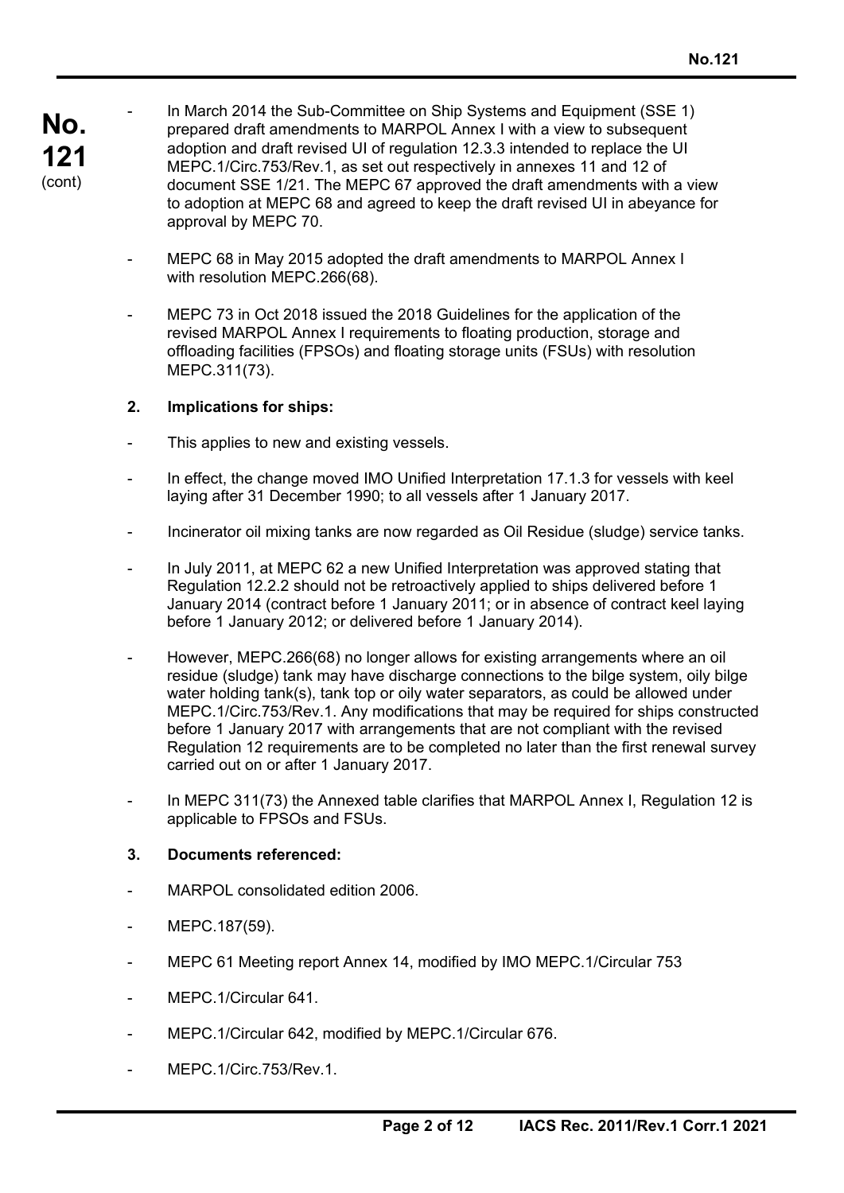- In March 2014 the Sub-Committee on Ship Systems and Equipment (SSE 1) prepared draft amendments to MARPOL Annex I with a view to subsequent adoption and draft revised UI of regulation 12.3.3 intended to replace the UI MEPC.1/Circ.753/Rev.1, as set out respectively in annexes 11 and 12 of document SSE 1/21. The MEPC 67 approved the draft amendments with a view to adoption at MEPC 68 and agreed to keep the draft revised UI in abeyance for approval by MEPC 70.

- MEPC 68 in May 2015 adopted the draft amendments to MARPOL Annex I with resolution MEPC.266(68).

- MEPC 73 in Oct 2018 issued the 2018 Guidelines for the application of the revised MARPOL Annex I requirements to floating production, storage and offloading facilities (FPSOs) and floating storage units (FSUs) with resolution MEPC.311(73).

**2. Implications for ships:**

- This applies to new and existing vessels.

- In effect, the change moved IMO Unified Interpretation 17.1.3 for vessels with keel laying after 31 December 1990; to all vessels after 1 January 2017.

- Incinerator oil mixing tanks are now regarded as Oil Residue (sludge) service tanks.

- In July 2011, at MEPC 62 a new Unified Interpretation was approved stating that Regulation 12.2.2 should not be retroactively applied to ships delivered before 1 January 2014 (contract before 1 January 2011; or in absence of contract keel laying before 1 January 2012; or delivered before 1 January 2014).

- However, MEPC.266(68) no longer allows for existing arrangements where an oil residue (sludge) tank may have discharge connections to the bilge system, oily bilge water holding tank(s), tank top or oily water separators, as could be allowed under MEPC.1/Circ.753/Rev.1. Any modifications that may be required for ships constructed before 1 January 2017 with arrangements that are not compliant with the revised Regulation 12 requirements are to be completed no later than the first renewal survey carried out on or after 1 January 2017.

- In MEPC 311(73) the Annexed table clarifies that MARPOL Annex I, Regulation 12 is applicable to FPSOs and FSUs.

**3. Documents referenced:**

- MARPOL consolidated edition 2006.

- MEPC.187(59).

- MEPC 61 Meeting report Annex 14, modified by IMO MEPC.1/Circular 753

- MEPC.1/Circular 641.

- MEPC.1/Circular 642, modified by MEPC.1/Circular 676.

- MEPC.1/Circ.753/Rev.1.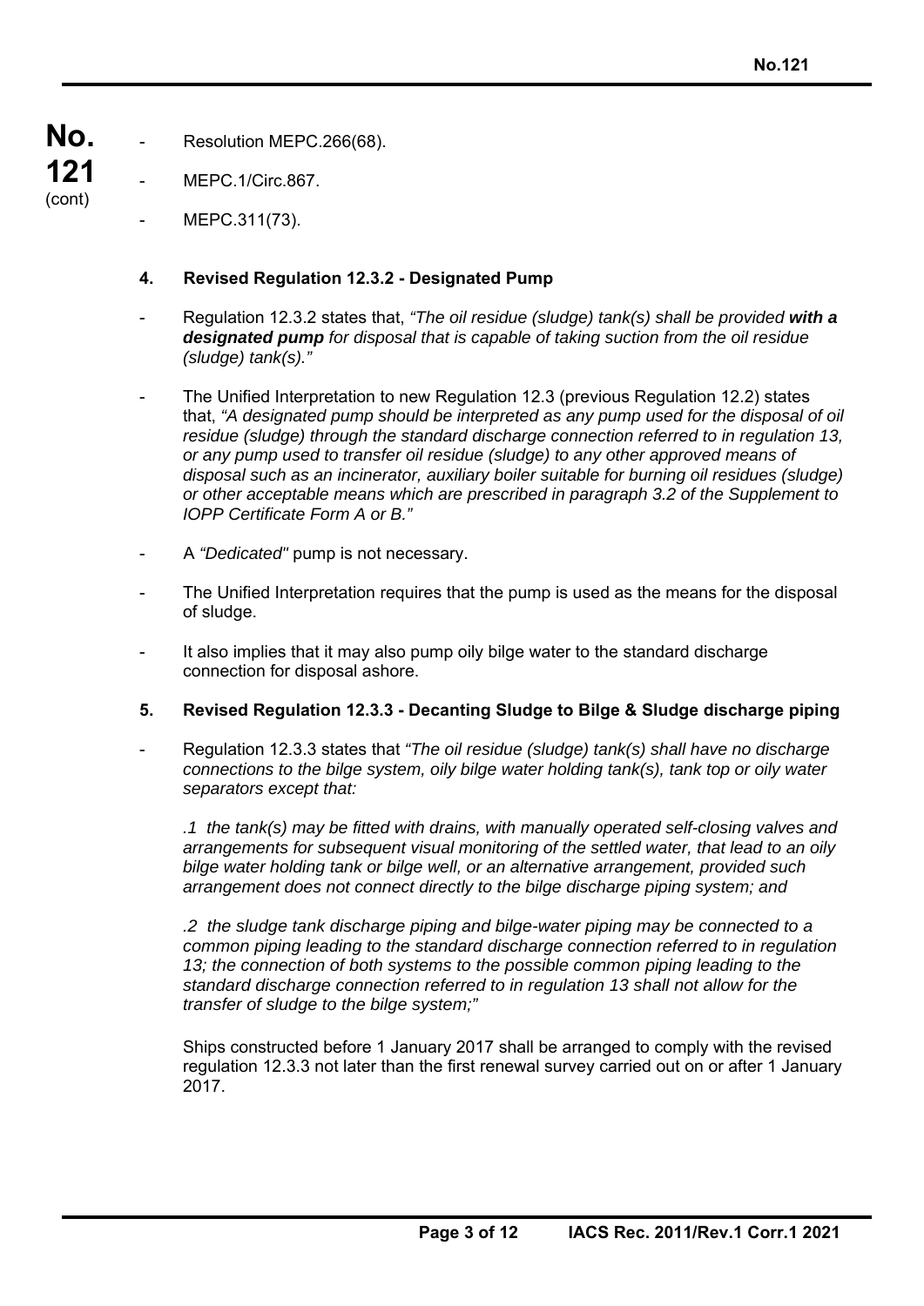- Resolution MEPC.266(68).
- MEPC.1/Circ.867.
- MEPC.311(73).

**4. Revised Regulation 12.3.2 - Designated Pump**

- Regulation 12.3.2 states that, *"The oil residue (sludge) tank(s) shall be provided **with a designated pump** for disposal that is capable of taking suction from the oil residue (sludge) tank(s)."*
- The Unified Interpretation to new Regulation 12.3 (previous Regulation 12.2) states that, *"A designated pump should be interpreted as any pump used for the disposal of oil residue (sludge) through the standard discharge connection referred to in regulation 13, or any pump used to transfer oil residue (sludge) to any other approved means of disposal such as an incinerator, auxiliary boiler suitable for burning oil residues (sludge) or other acceptable means which are prescribed in paragraph 3.2 of the Supplement to IOPP Certificate Form A or B."*
- A *"Dedicated"* pump is not necessary.
- The Unified Interpretation requires that the pump is used as the means for the disposal of sludge.
- It also implies that it may also pump oily bilge water to the standard discharge connection for disposal ashore.

**5. Revised Regulation 12.3.3 - Decanting Sludge to Bilge & Sludge discharge piping**

- Regulation 12.3.3 states that *"The oil residue (sludge) tank(s) shall have no discharge connections to the bilge system, oily bilge water holding tank(s), tank top or oily water separators except that:*

  *.1 the tank(s) may be fitted with drains, with manually operated self-closing valves and arrangements for subsequent visual monitoring of the settled water, that lead to an oily bilge water holding tank or bilge well, or an alternative arrangement, provided such arrangement does not connect directly to the bilge discharge piping system; and*

  *.2 the sludge tank discharge piping and bilge-water piping may be connected to a common piping leading to the standard discharge connection referred to in regulation 13; the connection of both systems to the possible common piping leading to the standard discharge connection referred to in regulation 13 shall not allow for the transfer of sludge to the bilge system;"*

  Ships constructed before 1 January 2017 shall be arranged to comply with the revised regulation 12.3.3 not later than the first renewal survey carried out on or after 1 January 2017.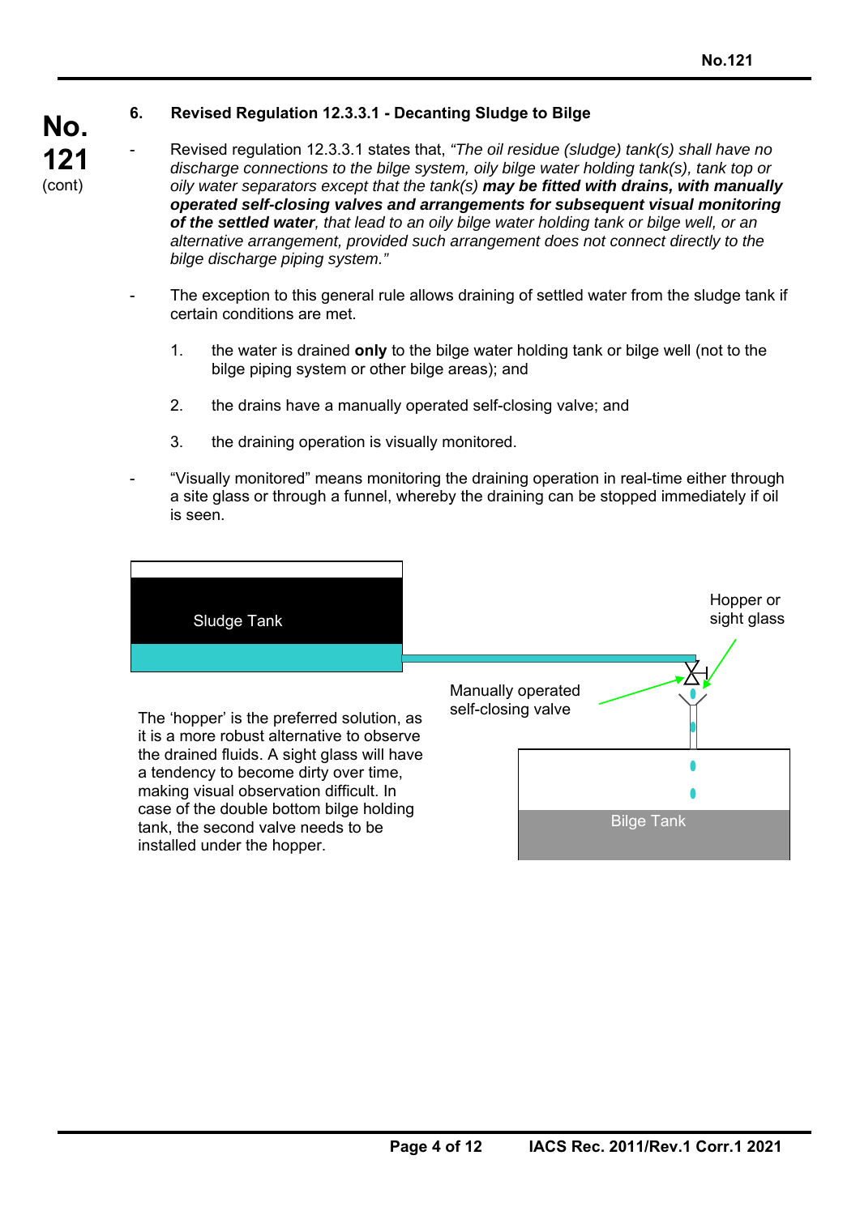### 6. Revised Regulation 12.3.3.1 - Decanting Sludge to Bilge

- Revised regulation 12.3.3.1 states that, *"The oil residue (sludge) tank(s) shall have no discharge connections to the bilge system, oily bilge water holding tank(s), tank top or oily water separators except that the tank(s)* ***may be fitted with drains, with manually operated self-closing valves and arrangements for subsequent visual monitoring of the settled water****, that lead to an oily bilge water holding tank or bilge well, or an alternative arrangement, provided such arrangement does not connect directly to the bilge discharge piping system."*

- The exception to this general rule allows draining of settled water from the sludge tank if certain conditions are met.

  1. the water is drained **only** to the bilge water holding tank or bilge well (not to the bilge piping system or other bilge areas); and

  2. the drains have a manually operated self-closing valve; and

  3. the draining operation is visually monitored.

- "Visually monitored" means monitoring the draining operation in real-time either through a site glass or through a funnel, whereby the draining can be stopped immediately if oil is seen.

Sludge Tank

Hopper or sight glass

Manually operated self-closing valve

Bilge Tank

The 'hopper' is the preferred solution, as it is a more robust alternative to observe the drained fluids. A sight glass will have a tendency to become dirty over time, making visual observation difficult. In case of the double bottom bilge holding tank, the second valve needs to be installed under the hopper.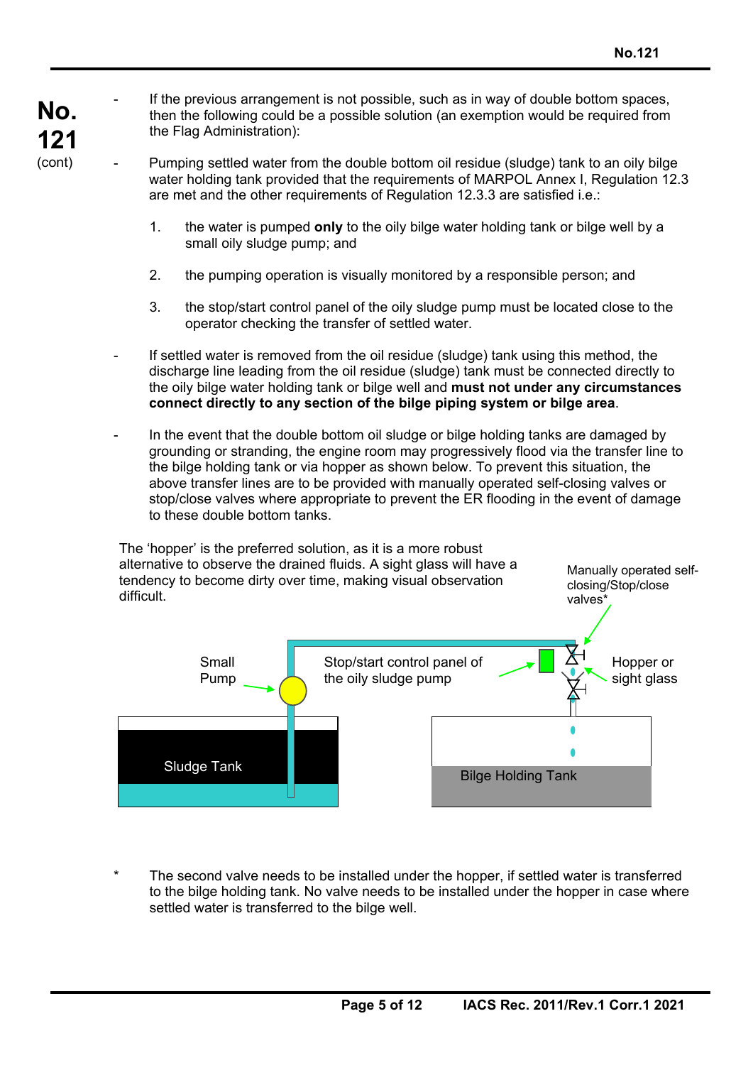**No. 121** (cont)

- If the previous arrangement is not possible, such as in way of double bottom spaces, then the following could be a possible solution (an exemption would be required from the Flag Administration):

- Pumping settled water from the double bottom oil residue (sludge) tank to an oily bilge water holding tank provided that the requirements of MARPOL Annex I, Regulation 12.3 are met and the other requirements of Regulation 12.3.3 are satisfied i.e.:

  1. the water is pumped **only** to the oily bilge water holding tank or bilge well by a small oily sludge pump; and

  2. the pumping operation is visually monitored by a responsible person; and

  3. the stop/start control panel of the oily sludge pump must be located close to the operator checking the transfer of settled water.

- If settled water is removed from the oil residue (sludge) tank using this method, the discharge line leading from the oil residue (sludge) tank must be connected directly to the oily bilge water holding tank or bilge well and **must not under any circumstances connect directly to any section of the bilge piping system or bilge area**.

- In the event that the double bottom oil sludge or bilge holding tanks are damaged by grounding or stranding, the engine room may progressively flood via the transfer line to the bilge holding tank or via hopper as shown below. To prevent this situation, the above transfer lines are to be provided with manually operated self-closing valves or stop/close valves where appropriate to prevent the ER flooding in the event of damage to these double bottom tanks.

The 'hopper' is the preferred solution, as it is a more robust alternative to observe the drained fluids. A sight glass will have a tendency to become dirty over time, making visual observation difficult.

Manually operated self-closing/Stop/close valves*

Small Pump

Stop/start control panel of the oily sludge pump

Hopper or sight glass

Sludge Tank

Bilge Holding Tank

\* The second valve needs to be installed under the hopper, if settled water is transferred to the bilge holding tank. No valve needs to be installed under the hopper in case where settled water is transferred to the bilge well.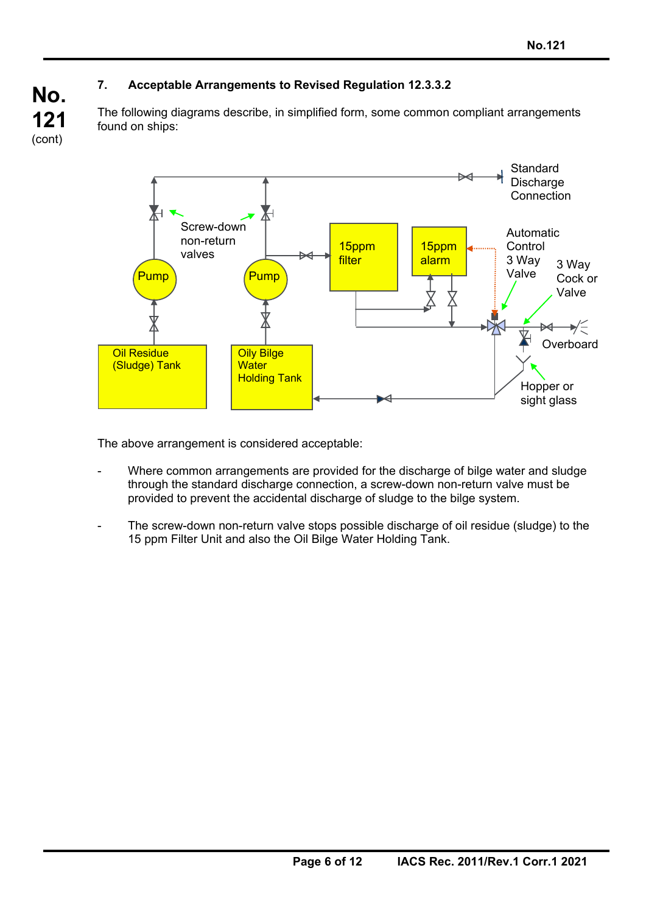No. 121 (cont)

## 7. Acceptable Arrangements to Revised Regulation 12.3.3.2

The following diagrams describe, in simplified form, some common compliant arrangements found on ships:

Standard Discharge Connection

Screw-down non-return valves

Pump

Pump

15ppm filter

15ppm alarm

Automatic Control 3 Way Valve

3 Way Cock or Valve

Overboard

Oil Residue (Sludge) Tank

Oily Bilge Water Holding Tank

Hopper or sight glass

The above arrangement is considered acceptable:

- Where common arrangements are provided for the discharge of bilge water and sludge through the standard discharge connection, a screw-down non-return valve must be provided to prevent the accidental discharge of sludge to the bilge system.

- The screw-down non-return valve stops possible discharge of oil residue (sludge) to the 15 ppm Filter Unit and also the Oil Bilge Water Holding Tank.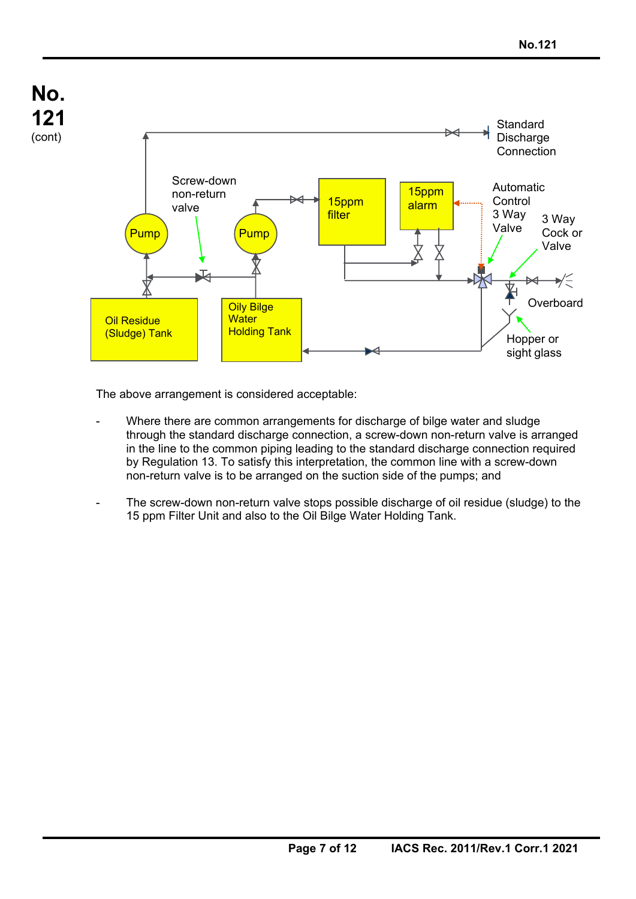# No. 121 (cont)

Standard Discharge Connection

Screw-down non-return valve

Pump

Pump

15ppm filter

15ppm alarm

Automatic Control 3 Way Valve

3 Way Cock or Valve

Overboard

Oil Residue (Sludge) Tank

Oily Bilge Water Holding Tank

Hopper or sight glass

The above arrangement is considered acceptable:

- Where there are common arrangements for discharge of bilge water and sludge through the standard discharge connection, a screw-down non-return valve is arranged in the line to the common piping leading to the standard discharge connection required by Regulation 13. To satisfy this interpretation, the common line with a screw-down non-return valve is to be arranged on the suction side of the pumps; and

- The screw-down non-return valve stops possible discharge of oil residue (sludge) to the 15 ppm Filter Unit and also to the Oil Bilge Water Holding Tank.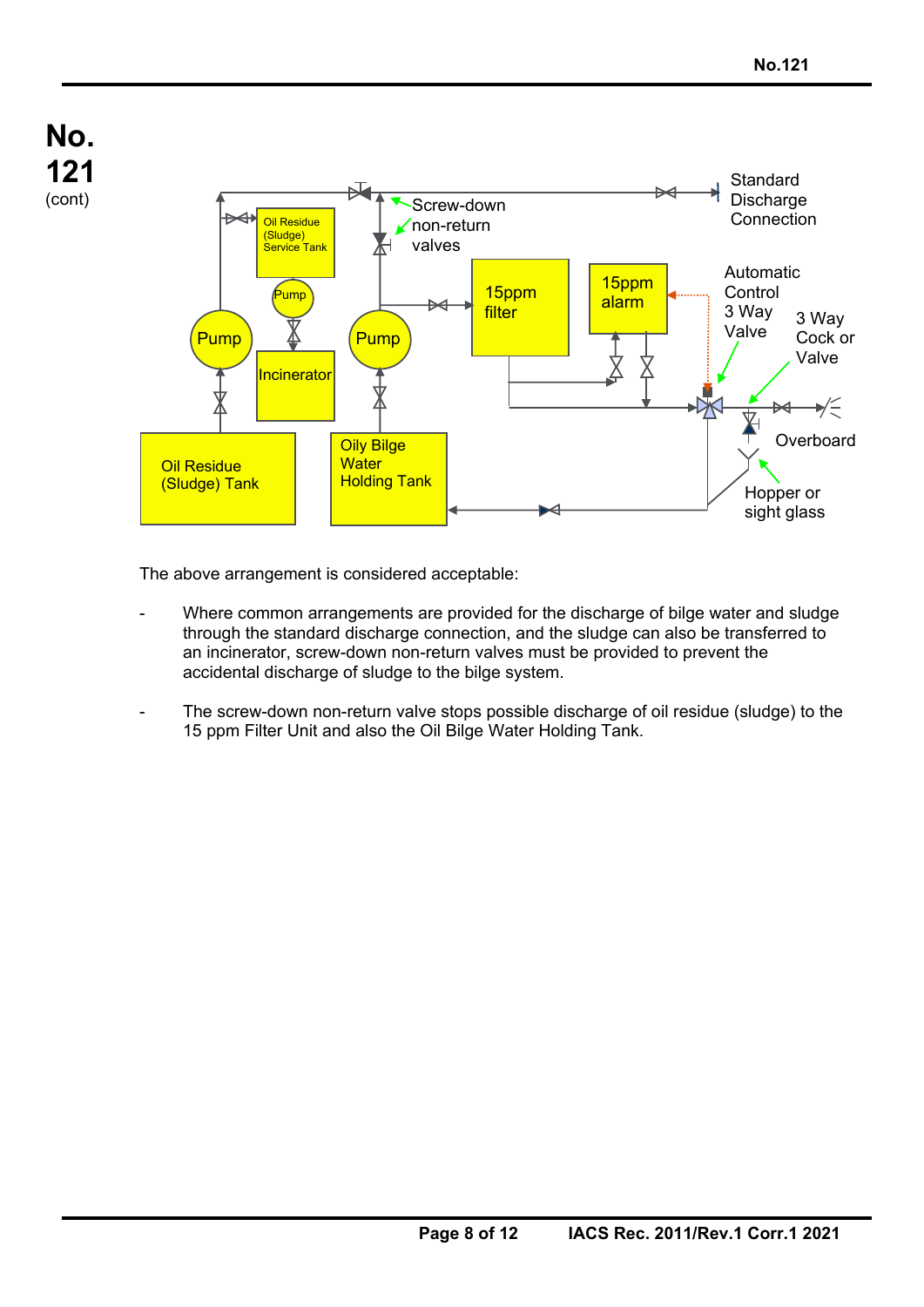# No. 121
(cont)

The above arrangement is considered acceptable:

- Where common arrangements are provided for the discharge of bilge water and sludge through the standard discharge connection, and the sludge can also be transferred to an incinerator, screw-down non-return valves must be provided to prevent the accidental discharge of sludge to the bilge system.

- The screw-down non-return valve stops possible discharge of oil residue (sludge) to the 15 ppm Filter Unit and also the Oil Bilge Water Holding Tank.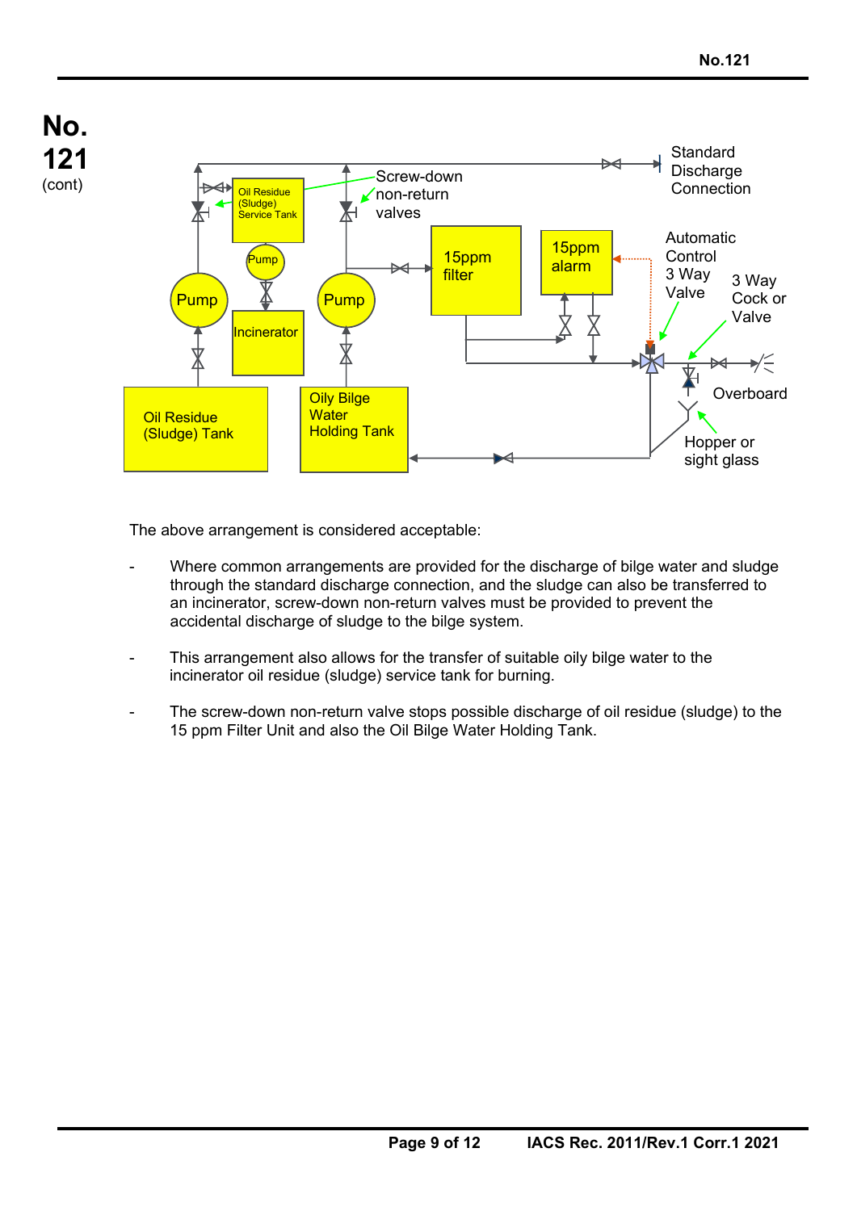# No. 121

(cont)

Standard Discharge Connection

Screw-down non-return valves

Oil Residue (Sludge) Service Tank

Pump

Pump

Pump

15ppm filter

15ppm alarm

Automatic Control 3 Way Valve

3 Way Cock or Valve

Incinerator

Overboard

Oil Residue (Sludge) Tank

Oily Bilge Water Holding Tank

Hopper or sight glass

The above arrangement is considered acceptable:

- Where common arrangements are provided for the discharge of bilge water and sludge through the standard discharge connection, and the sludge can also be transferred to an incinerator, screw-down non-return valves must be provided to prevent the accidental discharge of sludge to the bilge system.

- This arrangement also allows for the transfer of suitable oily bilge water to the incinerator oil residue (sludge) service tank for burning.

- The screw-down non-return valve stops possible discharge of oil residue (sludge) to the 15 ppm Filter Unit and also the Oil Bilge Water Holding Tank.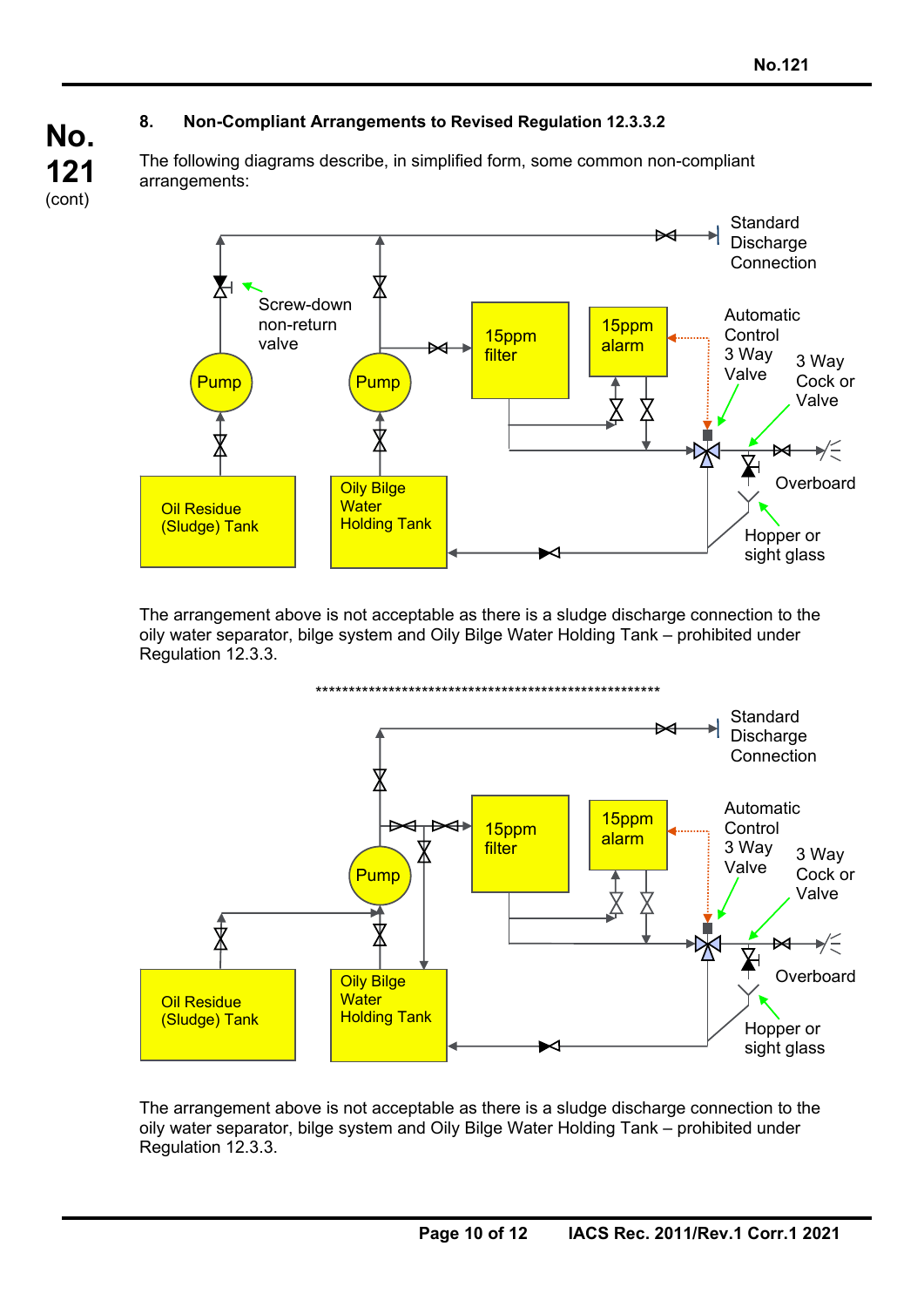No. 121 (cont)

## 8. Non-Compliant Arrangements to Revised Regulation 12.3.3.2

The following diagrams describe, in simplified form, some common non-compliant arrangements:

Standard Discharge Connection

Screw-down non-return valve

Pump

Pump

15ppm filter

15ppm alarm

Automatic Control 3 Way Valve

3 Way Cock or Valve

Overboard

Oil Residue (Sludge) Tank

Oily Bilge Water Holding Tank

Hopper or sight glass

The arrangement above is not acceptable as there is a sludge discharge connection to the oily water separator, bilge system and Oily Bilge Water Holding Tank – prohibited under Regulation 12.3.3.

\*\*\*\*\*\*\*\*\*\*\*\*\*\*\*\*\*\*\*\*\*\*\*\*\*\*\*\*\*\*\*\*\*\*\*\*\*\*\*\*\*\*\*\*\*\*\*\*\*\*\*\*\*\*\*\*\*

Standard Discharge Connection

Pump

15ppm filter

15ppm alarm

Automatic Control 3 Way Valve

3 Way Cock or Valve

Overboard

Oil Residue (Sludge) Tank

Oily Bilge Water Holding Tank

Hopper or sight glass

The arrangement above is not acceptable as there is a sludge discharge connection to the oily water separator, bilge system and Oily Bilge Water Holding Tank – prohibited under Regulation 12.3.3.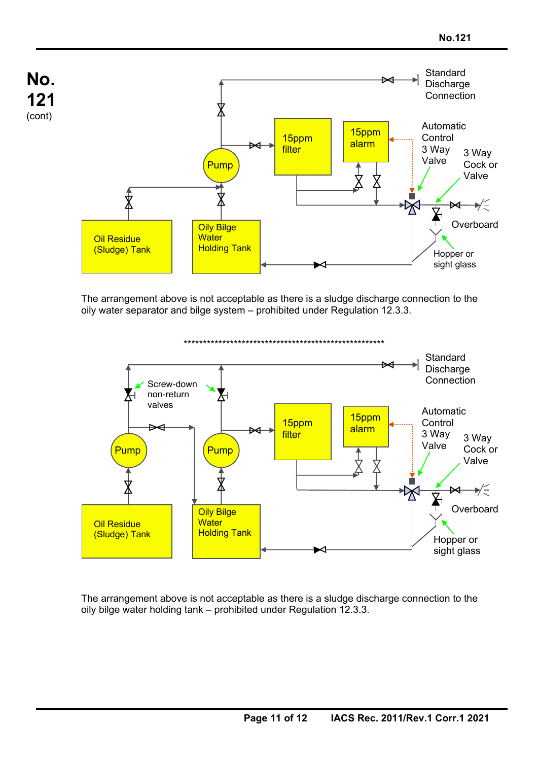# No. 121 (cont)

Standard Discharge Connection

15ppm filter

15ppm alarm

Automatic Control 3 Way Valve

3 Way Cock or Valve

Pump

Overboard

Oil Residue (Sludge) Tank

Oily Bilge Water Holding Tank

Hopper or sight glass

The arrangement above is not acceptable as there is a sludge discharge connection to the oily water separator and bilge system – prohibited under Regulation 12.3.3.

\*\*\*\*\*\*\*\*\*\*\*\*\*\*\*\*\*\*\*\*\*\*\*\*\*\*\*\*\*\*\*\*\*\*\*\*\*\*\*\*\*\*\*\*\*\*\*\*\*\*\*\*\*\*\*

Standard Discharge Connection

Screw-down non-return valves

15ppm filter

15ppm alarm

Automatic Control 3 Way Valve

3 Way Cock or Valve

Pump

Pump

Overboard

Oil Residue (Sludge) Tank

Oily Bilge Water Holding Tank

Hopper or sight glass

The arrangement above is not acceptable as there is a sludge discharge connection to the oily bilge water holding tank – prohibited under Regulation 12.3.3.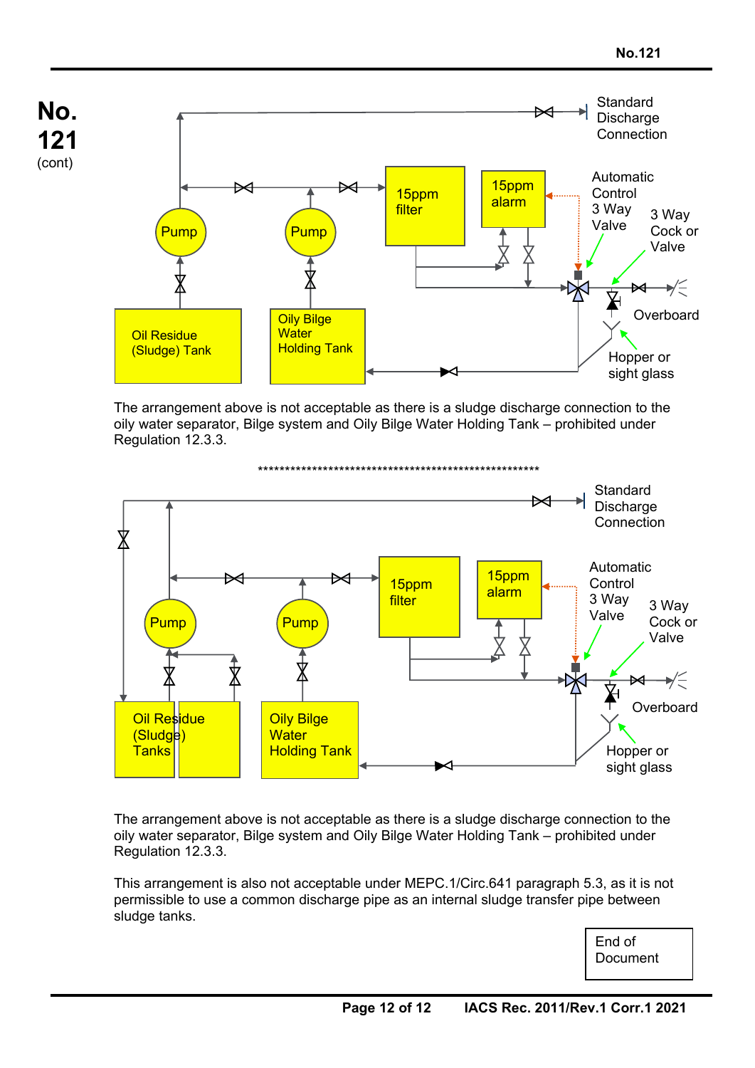**No. 121** (cont)

Standard Discharge Connection

15ppm filter

15ppm alarm

Automatic Control 3 Way Valve

3 Way Cock or Valve

Pump

Pump

Overboard

Oil Residue (Sludge) Tank

Oily Bilge Water Holding Tank

Hopper or sight glass

The arrangement above is not acceptable as there is a sludge discharge connection to the oily water separator, Bilge system and Oily Bilge Water Holding Tank – prohibited under Regulation 12.3.3.

\*\*\*\*\*\*\*\*\*\*\*\*\*\*\*\*\*\*\*\*\*\*\*\*\*\*\*\*\*\*\*\*\*\*\*\*\*\*\*\*\*\*\*\*\*\*\*\*\*\*\*\*\*\*\*

Standard Discharge Connection

15ppm filter

15ppm alarm

Automatic Control 3 Way Valve

3 Way Cock or Valve

Pump

Pump

Overboard

Oil Residue (Sludge) Tanks

Oily Bilge Water Holding Tank

Hopper or sight glass

The arrangement above is not acceptable as there is a sludge discharge connection to the oily water separator, Bilge system and Oily Bilge Water Holding Tank – prohibited under Regulation 12.3.3.

This arrangement is also not acceptable under MEPC.1/Circ.641 paragraph 5.3, as it is not permissible to use a common discharge pipe as an internal sludge transfer pipe between sludge tanks.

End of Document